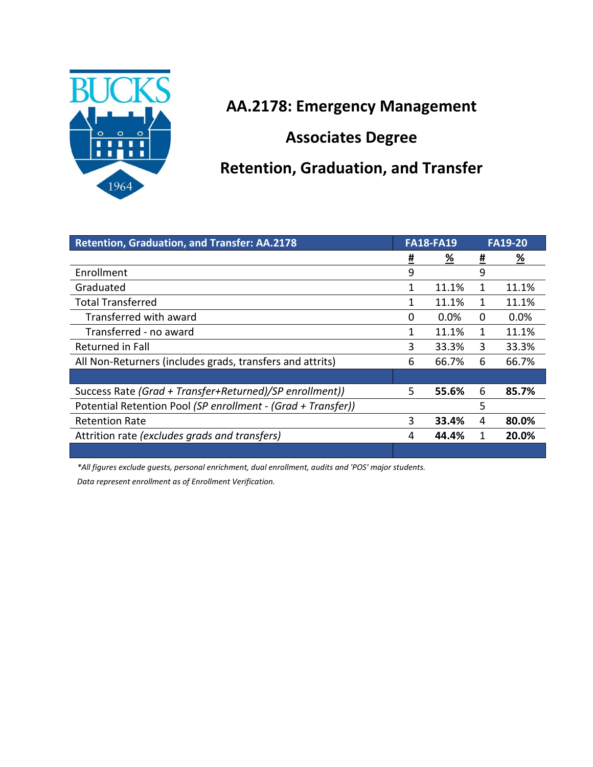# AA.2178: Emergency Management

## Associates Degree

## Retention, Graduation, and Transfer

| Retention, Graduation, and Transfer: AA.2178 | FA18-FA19 | | FA19-20 | |
|---|---|---|---|---|
| | # | % | # | % |
| Enrollment | 9 | | 9 | |
| Graduated | 1 | 11.1% | 1 | 11.1% |
| Total Transferred | 1 | 11.1% | 1 | 11.1% |
| Transferred with award | 0 | 0.0% | 0 | 0.0% |
| Transferred - no award | 1 | 11.1% | 1 | 11.1% |
| Returned in Fall | 3 | 33.3% | 3 | 33.3% |
| All Non-Returners (includes grads, transfers and attrits) | 6 | 66.7% | 6 | 66.7% |
| | | | | |
| Success Rate *(Grad + Transfer+Returned)/SP enrollment))* | 5 | **55.6%** | 6 | **85.7%** |
| Potential Retention Pool *(SP enrollment - (Grad + Transfer))* | | | 5 | |
| Retention Rate | 3 | **33.4%** | 4 | **80.0%** |
| Attrition rate *(excludes grads and transfers)* | 4 | **44.4%** | 1 | **20.0%** |

*\*All figures exclude guests, personal enrichment, dual enrollment, audits and 'POS' major students.*

*Data represent enrollment as of Enrollment Verification.*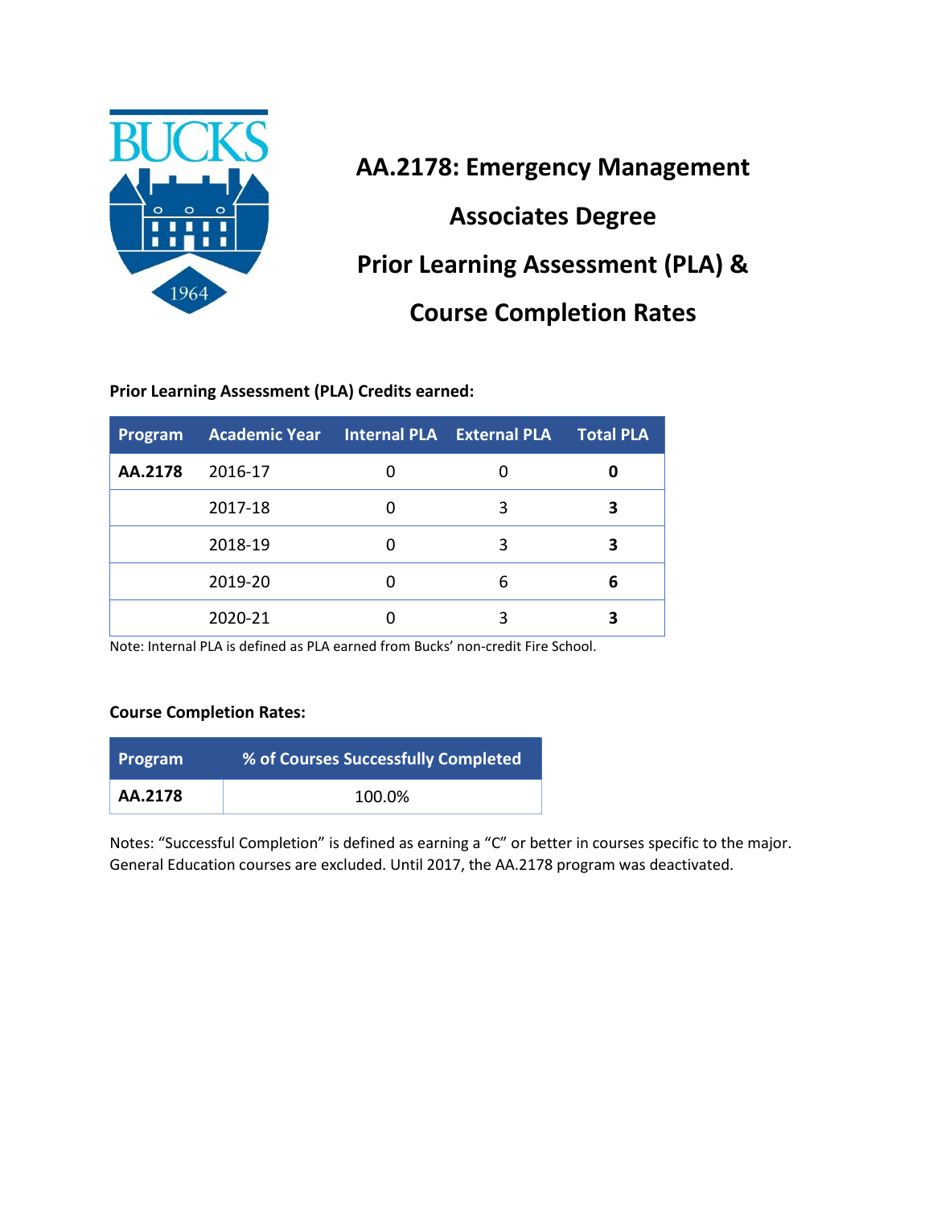# AA.2178: Emergency Management Associates Degree Prior Learning Assessment (PLA) & Course Completion Rates

**Prior Learning Assessment (PLA) Credits earned:**

| Program | Academic Year | Internal PLA | External PLA | Total PLA |
|---|---|---|---|---|
| **AA.2178** | 2016-17 | 0 | 0 | **0** |
| | 2017-18 | 0 | 3 | **3** |
| | 2018-19 | 0 | 3 | **3** |
| | 2019-20 | 0 | 6 | **6** |
| | 2020-21 | 0 | 3 | **3** |

Note: Internal PLA is defined as PLA earned from Bucks' non-credit Fire School.

**Course Completion Rates:**

| Program | % of Courses Successfully Completed |
|---|---|
| **AA.2178** | 100.0% |

Notes: "Successful Completion" is defined as earning a "C" or better in courses specific to the major. General Education courses are excluded. Until 2017, the AA.2178 program was deactivated.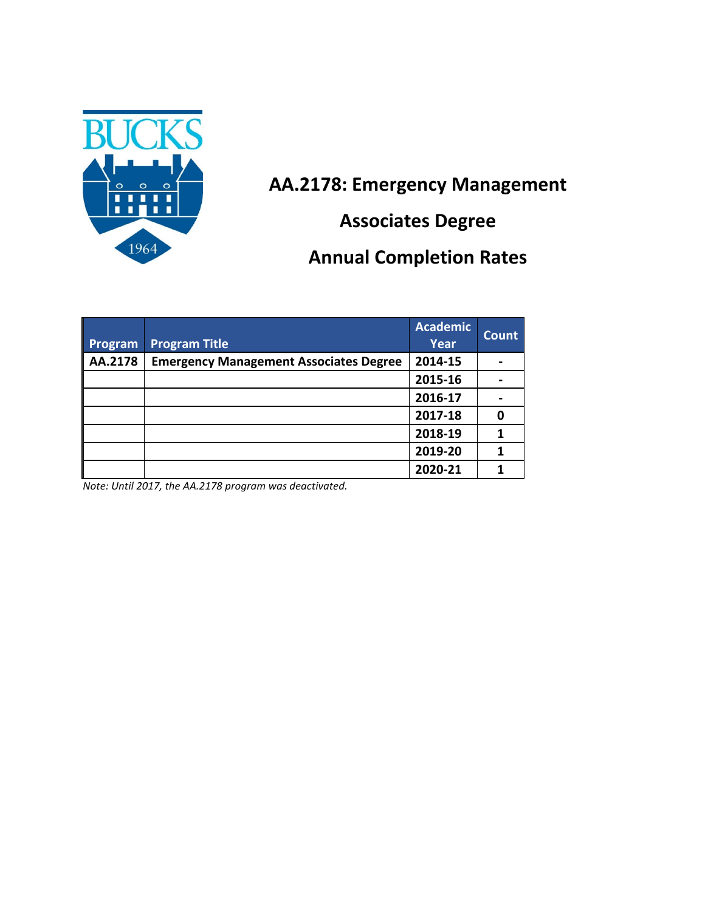# AA.2178: Emergency Management

## Associates Degree

## Annual Completion Rates

| Program | Program Title | Academic Year | Count |
|---|---|---|---|
| AA.2178 | Emergency Management Associates Degree | 2014-15 | - |
| | | 2015-16 | - |
| | | 2016-17 | - |
| | | 2017-18 | 0 |
| | | 2018-19 | 1 |
| | | 2019-20 | 1 |
| | | 2020-21 | 1 |

*Note: Until 2017, the AA.2178 program was deactivated.*